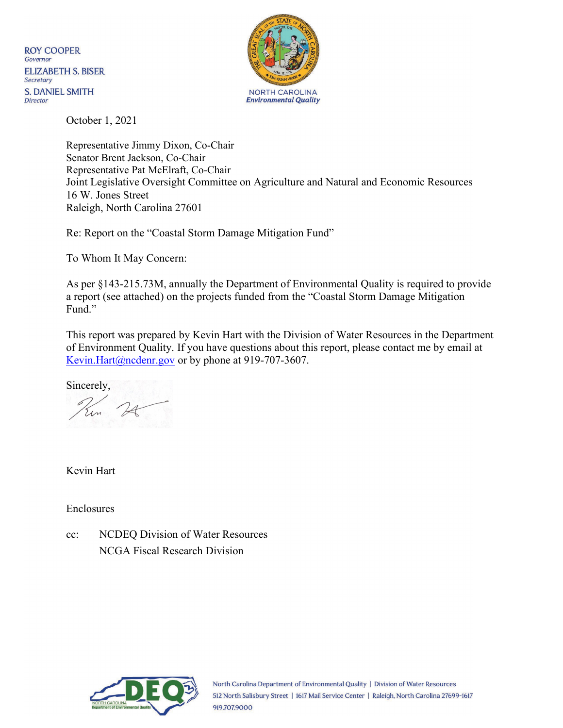ROY COOPER
*Governor*
ELIZABETH S. BISER
*Secretary*
S. DANIEL SMITH
*Director*

NORTH CAROLINA
*Environmental Quality*

October 1, 2021

Representative Jimmy Dixon, Co-Chair
Senator Brent Jackson, Co-Chair
Representative Pat McElraft, Co-Chair
Joint Legislative Oversight Committee on Agriculture and Natural and Economic Resources
16 W. Jones Street
Raleigh, North Carolina 27601

Re: Report on the "Coastal Storm Damage Mitigation Fund"

To Whom It May Concern:

As per §143-215.73M, annually the Department of Environmental Quality is required to provide a report (see attached) on the projects funded from the "Coastal Storm Damage Mitigation Fund."

This report was prepared by Kevin Hart with the Division of Water Resources in the Department of Environment Quality. If you have questions about this report, please contact me by email at Kevin.Hart@ncdenr.gov or by phone at 919-707-3607.

Sincerely,

Kevin Hart

Enclosures

cc: NCDEQ Division of Water Resources
NCGA Fiscal Research Division

North Carolina Department of Environmental Quality | Division of Water Resources
512 North Salisbury Street | 1617 Mail Service Center | Raleigh, North Carolina 27699-1617
919.707.9000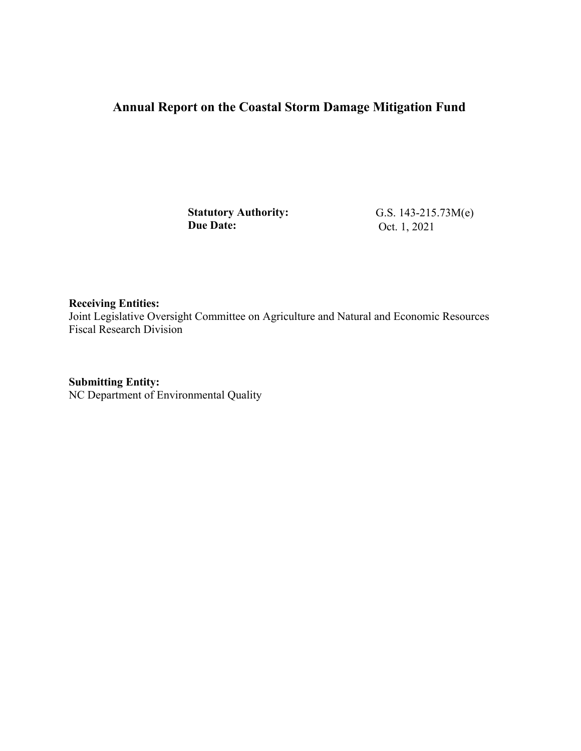# Annual Report on the Coastal Storm Damage Mitigation Fund

**Statutory Authority:** G.S. 143-215.73M(e)
**Due Date:** Oct. 1, 2021

**Receiving Entities:**
Joint Legislative Oversight Committee on Agriculture and Natural and Economic Resources
Fiscal Research Division

**Submitting Entity:**
NC Department of Environmental Quality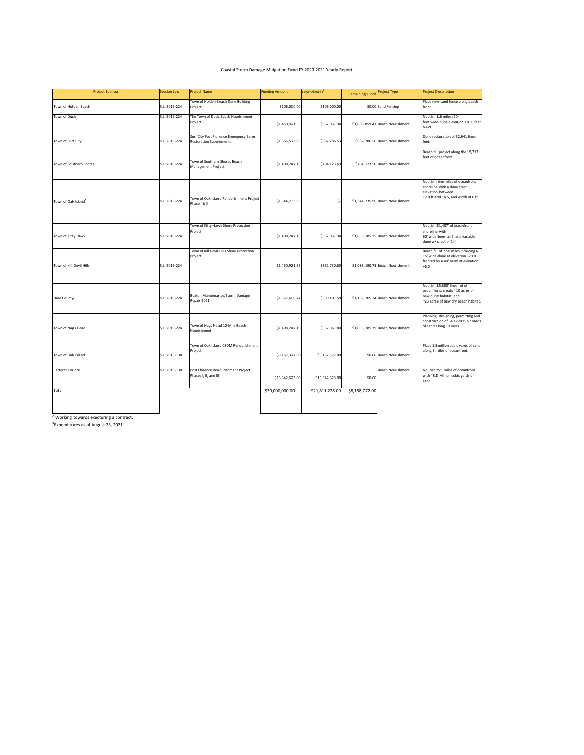Coastal Storm Damage Mitigation Fund FY 2020-2021 Yearly Report

| Project Sponsor | Session Law | Project Name | Funding Amount | Expenditures[B] | Remaining Funds | Project Type | Project Description |
|---|---|---|---|---|---|---|---|
| Town of Holden Beach | S.L. 2019-224 | Town of Holden Beach Dune Building Project | $106,000.00 | $106,000.00 | $0.00 | Sand Fencing | Place new sand fence along beach front. |
| Town of Duck | S.L. 2019-224 | The Town of Duck Beach Nourishment Project | $1,450,921.35 | $362,061.94 | $1,088,859.41 | Beach Nourishment | Nourish 1.6 miles (20-foot wide dune elevation +20.0 feet NAVD. |
| Town of Surf City | S.L. 2019-224 | Surf City Post Florence Emergency Berm Restoration Supplemental | $1,365,573.03 | $682,786.53 | $682,786.50 | Beach Nourishment | Dune restoration of 32,641 linear feet. |
| Town of Southern Shores | S.L. 2019-224 | Town of Southern Shores Beach Management Project | $1,408,247.19 | $704,123.69 | $704,123.50 | Beach Nourishment | Beach fill project along the 19,712 feet of oceanfront. |
| Town of Oak Island[A] | S.L. 2019-224 | Town of Oak Island Renourishment Project Phase I & II | $1,344,235.96 | $- | $1,344,235.96 | Beach Nourishment | Nourish nine miles of oceanfront shoreline with a dune crest elevation between 12.0 ft and 14.5, and width of 6 ft. |
| Town of Kitty Hawk | S.L. 2019-224 | Town of Kitty Hawk Shore Protection Project | $1,408,247.19 | $352,061.94 | $1,056,185.25 | Beach Nourishment | Nourish 21,487' of oceanfront shoreline with 60' wide berm at 6' and variable dune w/ crest of 14' |
| Town of Kill Devil Hills | S.L. 2019-224 | Town of Kill Devil Hills Shore Protection Project | $1,450,921.35 | $362,730.60 | $1,088,190.75 | Beach Nourishment | Beach fill of 2.58 miles including a 15' wide dune at elevation +20.0 fronted by a 40' berm at elevation +6.0 |
| Dare County | S.L. 2019-224 | Buxton Maintenance/Storm Damage Repair 2021 | $1,557,606.74 | $389,401.50 | $1,168,205.24 | Beach Nourishment | Nourish 15,500' linear of of oceanfront, create ~10 acres of new dune habitat, and ~23 acres of new dry beach habitat. |
| Town of Nags Head | S.L. 2019-224 | Town of Nags Head 10-Mile Beach Nourishment | $1,408,247.19 | $352,061.80 | $1,056,185.39 | Beach Nourishment | Planning, designing, permitting and construction of 649,220 cubic yards of sand along 10 miles. |
| Town of Oak Island | S.L. 2018-138 | Town of Oak Island CSDM Renourishment Project | $3,157,377.00 | $3,157,377.00 | $0.00 | Beach Nourishment | Place 1.5million cubic yards of sand along 9 miles of oceanfront. |
| Carteret County | S.L. 2018-138 | Post Florence Renourishment Project Phases I, II, and III | $15,342,623.00 | $15,342,623.00 | $0.00 | Beach Nourishment | Nourish ~21 miles of oceanfront with ~8.8 Million cubic yards of sand. |
| Total | | | $30,000,000.00 | $21,811,228.00 | $8,188,772.00 | | |

[A] Working towards executuring a contract.

[B] Expenditures as of August 23, 2021